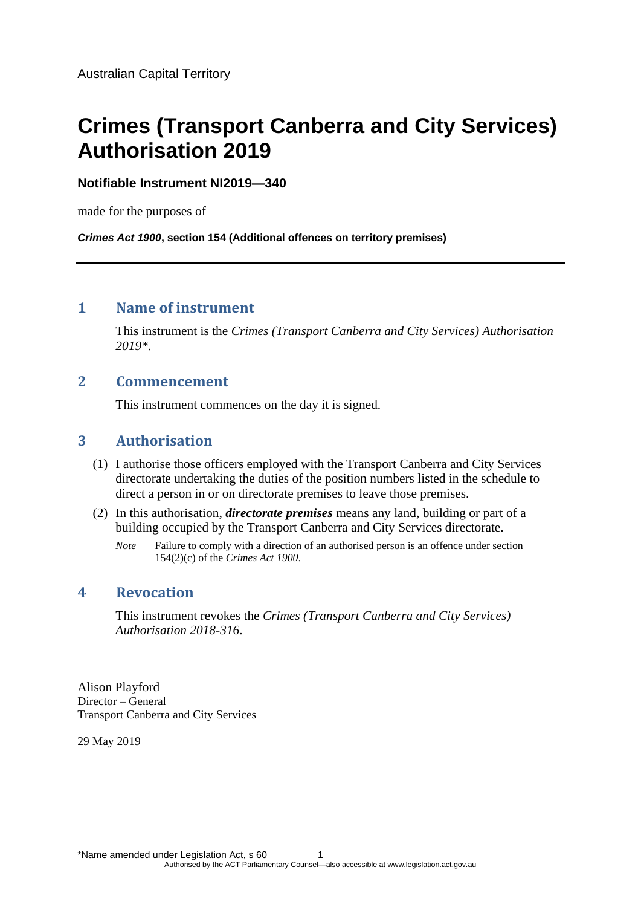Australian Capital Territory

# Crimes (Transport Canberra and City Services) Authorisation 2019

**Notifiable Instrument NI2019—340**

made for the purposes of

***Crimes Act 1900*, section 154 (Additional offences on territory premises)**

---

## 1 Name of instrument

This instrument is the *Crimes (Transport Canberra and City Services) Authorisation 2019\**.

## 2 Commencement

This instrument commences on the day it is signed.

## 3 Authorisation

(1) I authorise those officers employed with the Transport Canberra and City Services directorate undertaking the duties of the position numbers listed in the schedule to direct a person in or on directorate premises to leave those premises.

(2) In this authorisation, ***directorate premises*** means any land, building or part of a building occupied by the Transport Canberra and City Services directorate.

*Note* Failure to comply with a direction of an authorised person is an offence under section 154(2)(c) of the *Crimes Act 1900*.

## 4 Revocation

This instrument revokes the *Crimes (Transport Canberra and City Services) Authorisation 2018-316*.

Alison Playford
Director – General
Transport Canberra and City Services

29 May 2019

\*Name amended under Legislation Act, s 60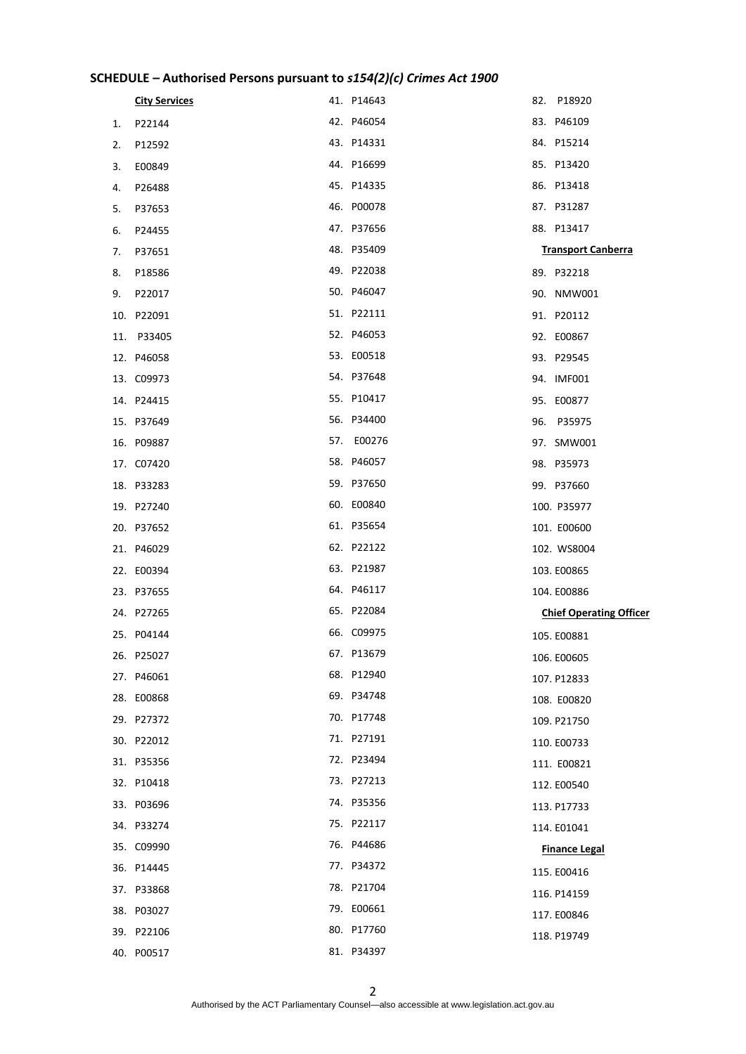## SCHEDULE – Authorised Persons pursuant to *s154(2)(c) Crimes Act 1900*

**City Services**

1. P22144
2. P12592
3. E00849
4. P26488
5. P37653
6. P24455
7. P37651
8. P18586
9. P22017
10. P22091
11. P33405
12. P46058
13. C09973
14. P24415
15. P37649
16. P09887
17. C07420
18. P33283
19. P27240
20. P37652
21. P46029
22. E00394
23. P37655
24. P27265
25. P04144
26. P25027
27. P46061
28. E00868
29. P27372
30. P22012
31. P35356
32. P10418
33. P03696
34. P33274
35. C09990
36. P14445
37. P33868
38. P03027
39. P22106
40. P00517
41. P14643
42. P46054
43. P14331
44. P16699
45. P14335
46. P00078
47. P37656
48. P35409
49. P22038
50. P46047
51. P22111
52. P46053
53. E00518
54. P37648
55. P10417
56. P34400
57. E00276
58. P46057
59. P37650
60. E00840
61. P35654
62. P22122
63. P21987
64. P46117
65. P22084
66. C09975
67. P13679
68. P12940
69. P34748
70. P17748
71. P27191
72. P23494
73. P27213
74. P35356
75. P22117
76. P44686
77. P34372
78. P21704
79. E00661
80. P17760
81. P34397
82. P18920
83. P46109
84. P15214
85. P13420
86. P13418
87. P31287
88. P13417

**Transport Canberra**

89. P32218
90. NMW001
91. P20112
92. E00867
93. P29545
94. IMF001
95. E00877
96. P35975
97. SMW001
98. P35973
99. P37660
100. P35977
101. E00600
102. WS8004
103. E00865
104. E00886

**Chief Operating Officer**

105. E00881
106. E00605
107. P12833
108. E00820
109. P21750
110. E00733
111. E00821
112. E00540
113. P17733
114. E01041

**Finance Legal**

115. E00416
116. P14159
117. E00846
118. P19749

Authorised by the ACT Parliamentary Counsel—also accessible at www.legislation.act.gov.au